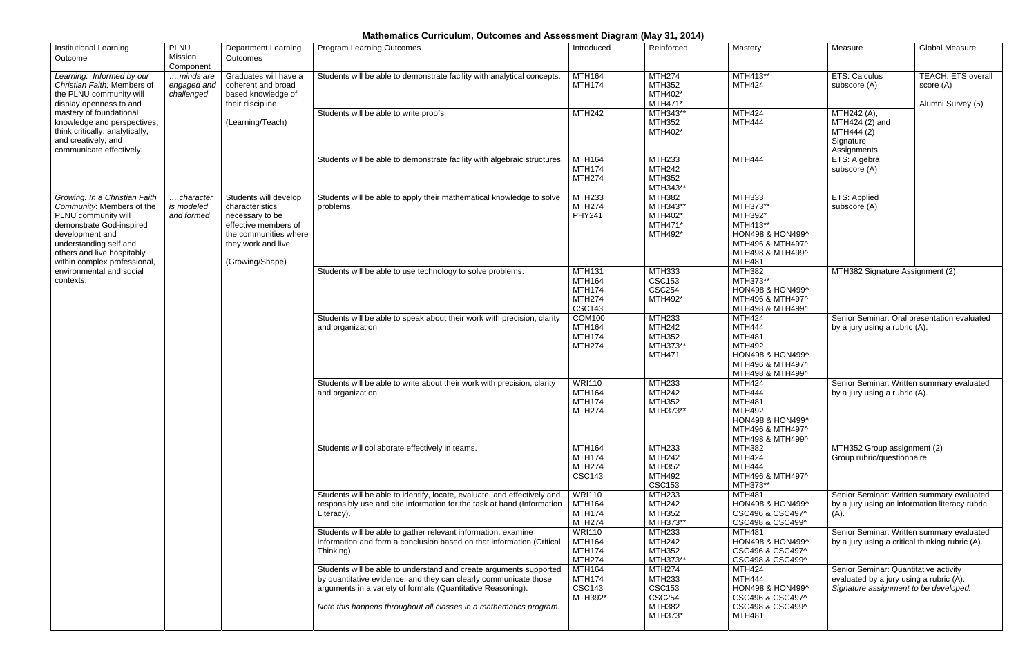# Mathematics Curriculum, Outcomes and Assessment Diagram (May 31, 2014)

| Institutional Learning Outcome | PLNU Mission Component | Department Learning Outcomes | Program Learning Outcomes | Introduced | Reinforced | Mastery | Measure | Global Measure |
|---|---|---|---|---|---|---|---|---|
| *Learning: Informed by our Christian Faith:* Members of the PLNU community will display openness to and mastery of foundational knowledge and perspectives; think critically, analytically, and creatively; and communicate effectively. | *….minds are engaged and challenged* | Graduates will have a coherent and broad based knowledge of their discipline. (Learning/Teach) | Students will be able to demonstrate facility with analytical concepts. | MTH164 MTH174 | MTH274 MTH352 MTH402* MTH471* | MTH413** MTH424 | ETS: Calculus subscore (A) | TEACH: ETS overall score (A) Alumni Survey (5) |
| | | | Students will be able to write proofs. | MTH242 | MTH343** MTH352 MTH402* | MTH424 MTH444 | MTH242 (A), MTH424 (2) and MTH444 (2) Signature Assignments | |
| | | | Students will be able to demonstrate facility with algebraic structures. | MTH164 MTH174 MTH274 | MTH233 MTH242 MTH352 MTH343** | MTH444 | ETS: Algebra subscore (A) | |
| *Growing: In a Christian Faith Community:* Members of the PLNU community will demonstrate God-inspired development and understanding self and others and live hospitably within complex professional, environmental and social contexts. | *….character is modeled and formed* | Students will develop characteristics necessary to be effective members of the communities where they work and live. (Growing/Shape) | Students will be able to apply their mathematical knowledge to solve problems. | MTH233 MTH274 PHY241 | MTH382 MTH343** MTH402* MTH471* MTH492* | MTH333 MTH373** MTH392* MTH413** HON498 & HON499^ MTH496 & MTH497^ MTH498 & MTH499^ MTH481 | ETS: Applied subscore (A) | |
| | | | Students will be able to use technology to solve problems. | MTH131 MTH164 MTH174 MTH274 CSC143 | MTH333 CSC153 CSC254 MTH492* | MTH382 MTH373** HON498 & HON499^ MTH496 & MTH497^ MTH498 & MTH499^ | MTH382 Signature Assignment (2) | |
| | | | Students will be able to speak about their work with precision, clarity and organization | COM100 MTH164 MTH174 MTH274 | MTH233 MTH242 MTH352 MTH373** MTH471 | MTH424 MTH444 MTH481 MTH492 HON498 & HON499^ MTH496 & MTH497^ MTH498 & MTH499^ | Senior Seminar: Oral presentation evaluated by a jury using a rubric (A). | |
| | | | Students will be able to write about their work with precision, clarity and organization | WRI110 MTH164 MTH174 MTH274 | MTH233 MTH242 MTH352 MTH373** | MTH424 MTH444 MTH481 MTH492 HON498 & HON499^ MTH496 & MTH497^ MTH498 & MTH499^ | Senior Seminar: Written summary evaluated by a jury using a rubric (A). | |
| | | | Students will collaborate effectively in teams. | MTH164 MTH174 MTH274 CSC143 | MTH233 MTH242 MTH352 MTH492 CSC153 | MTH382 MTH424 MTH444 MTH496 & MTH497^ MTH373** | MTH352 Group assignment (2) Group rubric/questionnaire | |
| | | | Students will be able to identify, locate, evaluate, and effectively and responsibly use and cite information for the task at hand (Information Literacy). | WRI110 MTH164 MTH174 MTH274 | MTH233 MTH242 MTH352 MTH373** | MTH481 HON498 & HON499^ CSC496 & CSC497^ CSC498 & CSC499^ | Senior Seminar: Written summary evaluated by a jury using an information literacy rubric (A). | |
| | | | Students will be able to gather relevant information, examine information and form a conclusion based on that information (Critical Thinking). | WRI110 MTH164 MTH174 MTH274 | MTH233 MTH242 MTH352 MTH373** | MTH481 HON498 & HON499^ CSC496 & CSC497^ CSC498 & CSC499^ | Senior Seminar: Written summary evaluated by a jury using a critical thinking rubric (A). | |
| | | | Students will be able to understand and create arguments supported by quantitative evidence, and they can clearly communicate those arguments in a variety of formats (Quantitative Reasoning). *Note this happens throughout all classes in a mathematics program.* | MTH164 MTH174 CSC143 MTH392* | MTH274 MTH233 CSC153 CSC254 MTH382 MTH373* | MTH424 MTH444 HON498 & HON499^ CSC496 & CSC497^ CSC498 & CSC499^ MTH481 | Senior Seminar: Quantitative activity evaluated by a jury using a rubric (A). *Signature assignment to be developed.* | |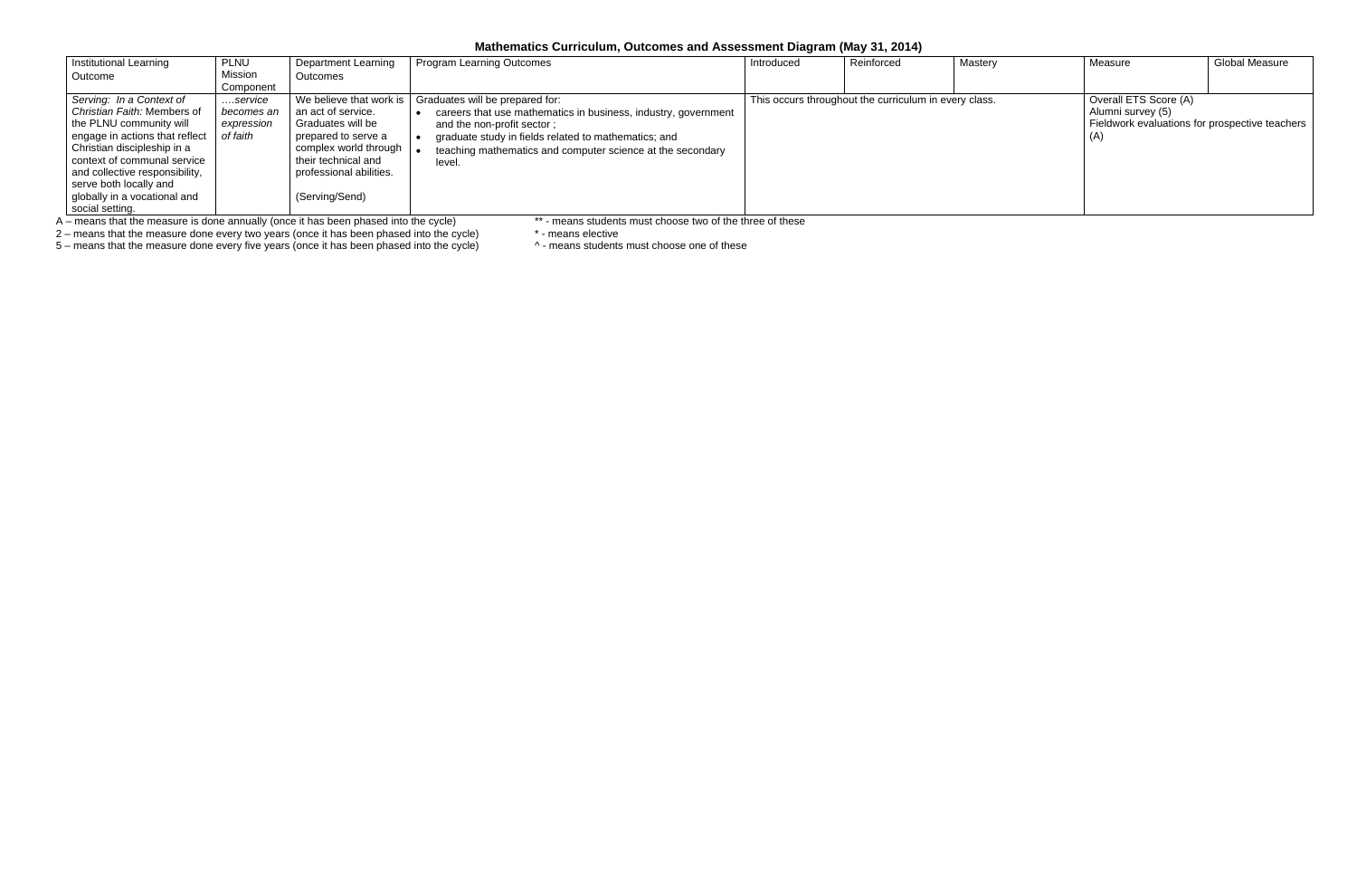# Mathematics Curriculum, Outcomes and Assessment Diagram (May 31, 2014)

| Institutional Learning Outcome | PLNU Mission Component | Department Learning Outcomes | Program Learning Outcomes | Introduced | Reinforced | Mastery | Measure | Global Measure |
|---|---|---|---|---|---|---|---|---|
| *Serving: In a Context of Christian Faith:* *Members of the PLNU community will engage in actions that reflect Christian discipleship in a context of communal service and collective responsibility, serve both locally and globally in a vocational and social setting.* | *….service becomes an expression of faith* | We believe that work is an act of service. Graduates will be prepared to serve a complex world through their technical and professional abilities.<br><br>(Serving/Send) | Graduates will be prepared for:<br>• careers that use mathematics in business, industry, government and the non-profit sector ;<br>• graduate study in fields related to mathematics; and<br>• teaching mathematics and computer science at the secondary level. | This occurs throughout the curriculum in every class. | | | Overall ETS Score (A)<br>Alumni survey (5)<br>Fieldwork evaluations for prospective teachers (A) | |

A – means that the measure is done annually (once it has been phased into the cycle)
2 – means that the measure done every two years (once it has been phased into the cycle)
5 – means that the measure done every five years (once it has been phased into the cycle)

** - means students must choose two of the three of these
* - means elective
^ - means students must choose one of these